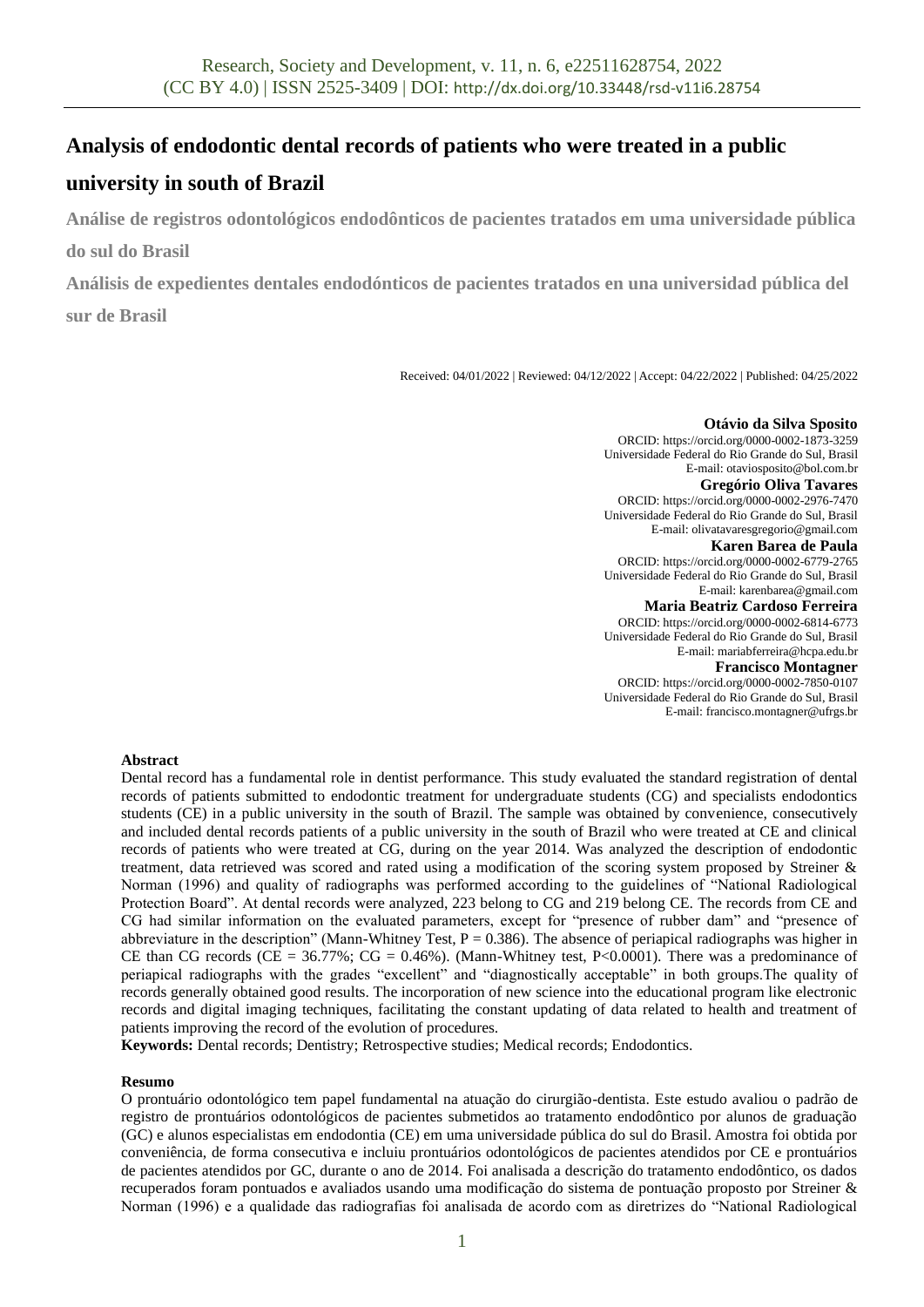# Analysis of endodontic dental records of patients who were treated in a public university in south of Brazil

**Análise de registros odontológicos endodônticos de pacientes tratados em uma universidade pública do sul do Brasil**

**Análisis de expedientes dentales endodónticos de pacientes tratados en una universidad pública del sur de Brasil**

Received: 04/01/2022 | Reviewed: 04/12/2022 | Accept: 04/22/2022 | Published: 04/25/2022

**Otávio da Silva Sposito**
ORCID: https://orcid.org/0000-0002-1873-3259
Universidade Federal do Rio Grande do Sul, Brasil
E-mail: otaviosposito@bol.com.br

**Gregório Oliva Tavares**
ORCID: https://orcid.org/0000-0002-2976-7470
Universidade Federal do Rio Grande do Sul, Brasil
E-mail: olivatavaresgregorio@gmail.com

**Karen Barea de Paula**
ORCID: https://orcid.org/0000-0002-6779-2765
Universidade Federal do Rio Grande do Sul, Brasil
E-mail: karenbarea@gmail.com

**Maria Beatriz Cardoso Ferreira**
ORCID: https://orcid.org/0000-0002-6814-6773
Universidade Federal do Rio Grande do Sul, Brasil
E-mail: mariabferreira@hcpa.edu.br

**Francisco Montagner**
ORCID: https://orcid.org/0000-0002-7850-0107
Universidade Federal do Rio Grande do Sul, Brasil
E-mail: francisco.montagner@ufrgs.br

**Abstract**

Dental record has a fundamental role in dentist performance. This study evaluated the standard registration of dental records of patients submitted to endodontic treatment for undergraduate students (CG) and specialists endodontics students (CE) in a public university in the south of Brazil. The sample was obtained by convenience, consecutively and included dental records patients of a public university in the south of Brazil who were treated at CE and clinical records of patients who were treated at CG, during on the year 2014. Was analyzed the description of endodontic treatment, data retrieved was scored and rated using a modification of the scoring system proposed by Streiner & Norman (1996) and quality of radiographs was performed according to the guidelines of "National Radiological Protection Board". At dental records were analyzed, 223 belong to CG and 219 belong CE. The records from CE and CG had similar information on the evaluated parameters, except for "presence of rubber dam" and "presence of abbreviature in the description" (Mann-Whitney Test, $P = 0.386$). The absence of periapical radiographs was higher in CE than CG records (CE = 36.77%; CG = 0.46%). (Mann-Whitney test, $P<0.0001$). There was a predominance of periapical radiographs with the grades "excellent" and "diagnostically acceptable" in both groups.The quality of records generally obtained good results. The incorporation of new science into the educational program like electronic records and digital imaging techniques, facilitating the constant updating of data related to health and treatment of patients improving the record of the evolution of procedures.

**Keywords:** Dental records; Dentistry; Retrospective studies; Medical records; Endodontics.

**Resumo**

O prontuário odontológico tem papel fundamental na atuação do cirurgião-dentista. Este estudo avaliou o padrão de registro de prontuários odontológicos de pacientes submetidos ao tratamento endodôntico por alunos de graduação (GC) e alunos especialistas em endodontia (CE) em uma universidade pública do sul do Brasil. Amostra foi obtida por conveniência, de forma consecutiva e incluiu prontuários odontológicos de pacientes atendidos por CE e prontuários de pacientes atendidos por GC, durante o ano de 2014. Foi analisada a descrição do tratamento endodôntico, os dados recuperados foram pontuados e avaliados usando uma modificação do sistema de pontuação proposto por Streiner & Norman (1996) e a qualidade das radiografias foi analisada de acordo com as diretrizes do "National Radiological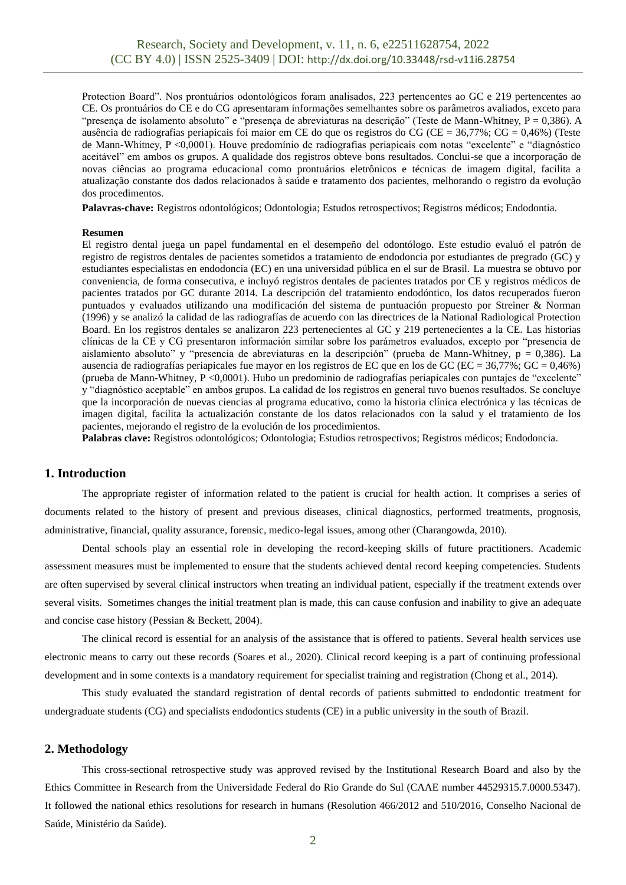Protection Board". Nos prontuários odontológicos foram analisados, 223 pertencentes ao GC e 219 pertencentes ao CE. Os prontuários do CE e do CG apresentaram informações semelhantes sobre os parâmetros avaliados, exceto para "presença de isolamento absoluto" e "presença de abreviaturas na descrição" (Teste de Mann-Whitney, P = 0,386). A ausência de radiografias periapicais foi maior em CE do que os registros do CG (CE = 36,77%; CG = 0,46%) (Teste de Mann-Whitney, P <0,0001). Houve predomínio de radiografias periapicais com notas "excelente" e "diagnóstico aceitável" em ambos os grupos. A qualidade dos registros obteve bons resultados. Conclui-se que a incorporação de novas ciências ao programa educacional como prontuários eletrônicos e técnicas de imagem digital, facilita a atualização constante dos dados relacionados à saúde e tratamento dos pacientes, melhorando o registro da evolução dos procedimentos.

**Palavras-chave:** Registros odontológicos; Odontologia; Estudos retrospectivos; Registros médicos; Endodontia.

**Resumen**

El registro dental juega un papel fundamental en el desempeño del odontólogo. Este estudio evaluó el patrón de registro de registros dentales de pacientes sometidos a tratamiento de endodoncia por estudiantes de pregrado (GC) y estudiantes especialistas en endodoncia (EC) en una universidad pública en el sur de Brasil. La muestra se obtuvo por conveniencia, de forma consecutiva, e incluyó registros dentales de pacientes tratados por CE y registros médicos de pacientes tratados por GC durante 2014. La descripción del tratamiento endodóntico, los datos recuperados fueron puntuados y evaluados utilizando una modificación del sistema de puntuación propuesto por Streiner & Norman (1996) y se analizó la calidad de las radiografías de acuerdo con las directrices de la National Radiological Protection Board. En los registros dentales se analizaron 223 pertenecientes al GC y 219 pertenecientes a la CE. Las historias clínicas de la CE y CG presentaron información similar sobre los parámetros evaluados, excepto por "presencia de aislamiento absoluto" y "presencia de abreviaturas en la descripción" (prueba de Mann-Whitney, p = 0,386). La ausencia de radiografías periapicales fue mayor en los registros de EC que en los de GC (EC = 36,77%; GC = 0,46%) (prueba de Mann-Whitney, P <0,0001). Hubo un predominio de radiografías periapicales con puntajes de "excelente" y "diagnóstico aceptable" en ambos grupos. La calidad de los registros en general tuvo buenos resultados. Se concluye que la incorporación de nuevas ciencias al programa educativo, como la historia clínica electrónica y las técnicas de imagen digital, facilita la actualización constante de los datos relacionados con la salud y el tratamiento de los pacientes, mejorando el registro de la evolución de los procedimientos.

**Palabras clave:** Registros odontológicos; Odontologia; Estudios retrospectivos; Registros médicos; Endodoncia.

## 1. Introduction

The appropriate register of information related to the patient is crucial for health action. It comprises a series of documents related to the history of present and previous diseases, clinical diagnostics, performed treatments, prognosis, administrative, financial, quality assurance, forensic, medico-legal issues, among other (Charangowda, 2010).

Dental schools play an essential role in developing the record-keeping skills of future practitioners. Academic assessment measures must be implemented to ensure that the students achieved dental record keeping competencies. Students are often supervised by several clinical instructors when treating an individual patient, especially if the treatment extends over several visits. Sometimes changes the initial treatment plan is made, this can cause confusion and inability to give an adequate and concise case history (Pessian & Beckett, 2004).

The clinical record is essential for an analysis of the assistance that is offered to patients. Several health services use electronic means to carry out these records (Soares et al., 2020). Clinical record keeping is a part of continuing professional development and in some contexts is a mandatory requirement for specialist training and registration (Chong et al., 2014).

This study evaluated the standard registration of dental records of patients submitted to endodontic treatment for undergraduate students (CG) and specialists endodontics students (CE) in a public university in the south of Brazil.

## 2. Methodology

This cross-sectional retrospective study was approved revised by the Institutional Research Board and also by the Ethics Committee in Research from the Universidade Federal do Rio Grande do Sul (CAAE number 44529315.7.0000.5347). It followed the national ethics resolutions for research in humans (Resolution 466/2012 and 510/2016, Conselho Nacional de Saúde, Ministério da Saúde).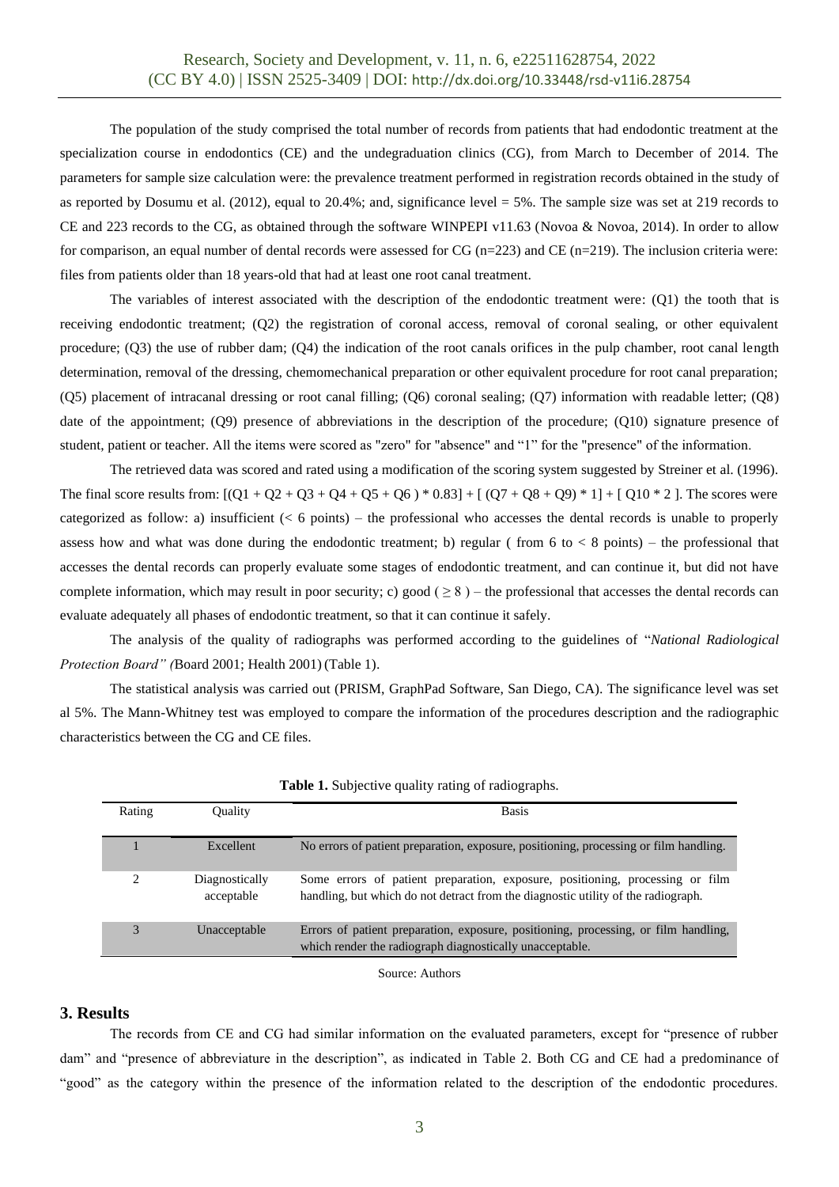The population of the study comprised the total number of records from patients that had endodontic treatment at the specialization course in endodontics (CE) and the undegraduation clinics (CG), from March to December of 2014. The parameters for sample size calculation were: the prevalence treatment performed in registration records obtained in the study of as reported by Dosumu et al. (2012), equal to 20.4%; and, significance level = 5%. The sample size was set at 219 records to CE and 223 records to the CG, as obtained through the software WINPEPI v11.63 (Novoa & Novoa, 2014). In order to allow for comparison, an equal number of dental records were assessed for CG (n=223) and CE (n=219). The inclusion criteria were: files from patients older than 18 years-old that had at least one root canal treatment.

The variables of interest associated with the description of the endodontic treatment were: (Q1) the tooth that is receiving endodontic treatment; (Q2) the registration of coronal access, removal of coronal sealing, or other equivalent procedure; (Q3) the use of rubber dam; (Q4) the indication of the root canals orifices in the pulp chamber, root canal length determination, removal of the dressing, chemomechanical preparation or other equivalent procedure for root canal preparation; (Q5) placement of intracanal dressing or root canal filling; (Q6) coronal sealing; (Q7) information with readable letter; (Q8) date of the appointment; (Q9) presence of abbreviations in the description of the procedure; (Q10) signature presence of student, patient or teacher. All the items were scored as "zero" for "absence" and "1" for the "presence" of the information.

The retrieved data was scored and rated using a modification of the scoring system suggested by Streiner et al. (1996). The final score results from: $[(Q1 + Q2 + Q3 + Q4 + Q5 + Q6) * 0.83] + [(Q7 + Q8 + Q9) * 1] + [Q10 * 2]$. The scores were categorized as follow: a) insufficient (< 6 points) – the professional who accesses the dental records is unable to properly assess how and what was done during the endodontic treatment; b) regular ( from 6 to < 8 points) – the professional that accesses the dental records can properly evaluate some stages of endodontic treatment, and can continue it, but did not have complete information, which may result in poor security; c) good ( ≥ 8 ) – the professional that accesses the dental records can evaluate adequately all phases of endodontic treatment, so that it can continue it safely.

The analysis of the quality of radiographs was performed according to the guidelines of "*National Radiological Protection Board" (*Board 2001; Health 2001) (Table 1).

The statistical analysis was carried out (PRISM, GraphPad Software, San Diego, CA). The significance level was set al 5%. The Mann-Whitney test was employed to compare the information of the procedures description and the radiographic characteristics between the CG and CE files.

**Table 1.** Subjective quality rating of radiographs.

| Rating | Quality | Basis |
|---|---|---|
| 1 | Excellent | No errors of patient preparation, exposure, positioning, processing or film handling. |
| 2 | Diagnostically acceptable | Some errors of patient preparation, exposure, positioning, processing or film handling, but which do not detract from the diagnostic utility of the radiograph. |
| 3 | Unacceptable | Errors of patient preparation, exposure, positioning, processing, or film handling, which render the radiograph diagnostically unacceptable. |

Source: Authors

## 3. Results

The records from CE and CG had similar information on the evaluated parameters, except for "presence of rubber dam" and "presence of abbreviature in the description", as indicated in Table 2. Both CG and CE had a predominance of "good" as the category within the presence of the information related to the description of the endodontic procedures.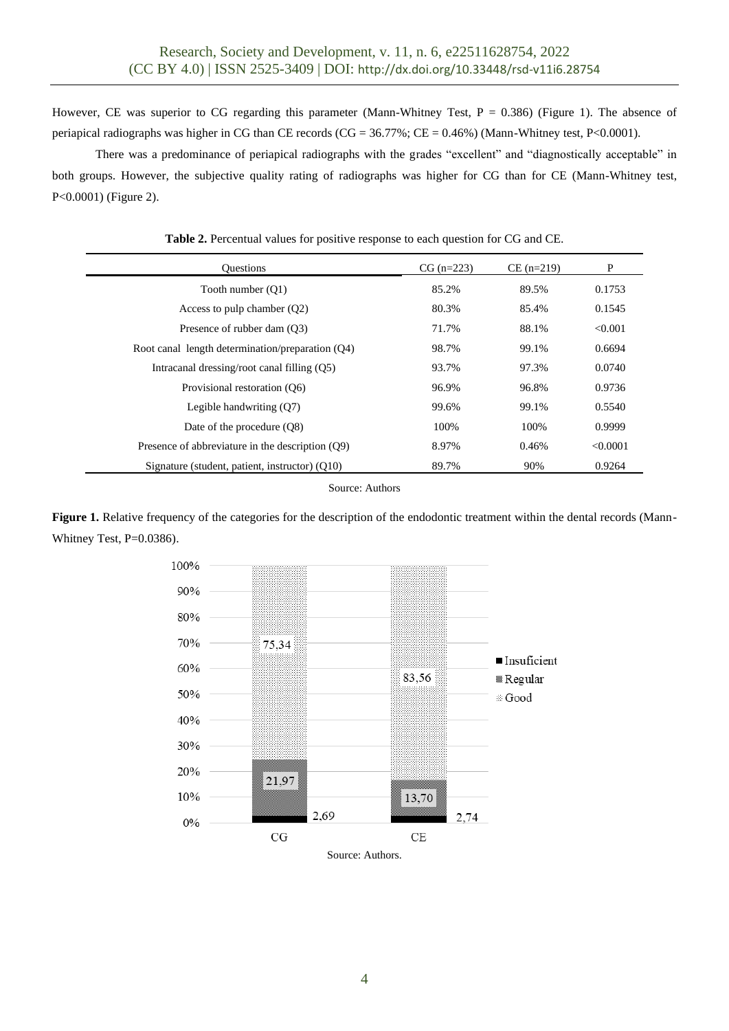However, CE was superior to CG regarding this parameter (Mann-Whitney Test, P = 0.386) (Figure 1). The absence of periapical radiographs was higher in CG than CE records (CG = 36.77%; CE = 0.46%) (Mann-Whitney test, P<0.0001).

There was a predominance of periapical radiographs with the grades "excellent" and "diagnostically acceptable" in both groups. However, the subjective quality rating of radiographs was higher for CG than for CE (Mann-Whitney test, P<0.0001) (Figure 2).

**Table 2.** Percentual values for positive response to each question for CG and CE.

| Questions | CG (n=223) | CE (n=219) | P |
|---|---|---|---|
| Tooth number (Q1) | 85.2% | 89.5% | 0.1753 |
| Access to pulp chamber (Q2) | 80.3% | 85.4% | 0.1545 |
| Presence of rubber dam (Q3) | 71.7% | 88.1% | <0.001 |
| Root canal length determination/preparation (Q4) | 98.7% | 99.1% | 0.6694 |
| Intracanal dressing/root canal filling (Q5) | 93.7% | 97.3% | 0.0740 |
| Provisional restoration (Q6) | 96.9% | 96.8% | 0.9736 |
| Legible handwriting (Q7) | 99.6% | 99.1% | 0.5540 |
| Date of the procedure (Q8) | 100% | 100% | 0.9999 |
| Presence of abbreviature in the description (Q9) | 8.97% | 0.46% | <0.0001 |
| Signature (student, patient, instructor) (Q10) | 89.7% | 90% | 0.9264 |

Source: Authors

**Figure 1.** Relative frequency of the categories for the description of the endodontic treatment within the dental records (Mann-Whitney Test, P=0.0386).

| | Insuficient | Regular | Good |
|---|---|---|---|
| CG | 2,69 | 21,97 | 75,34 |
| CE | 2,74 | 13,70 | 83,56 |

Source: Authors.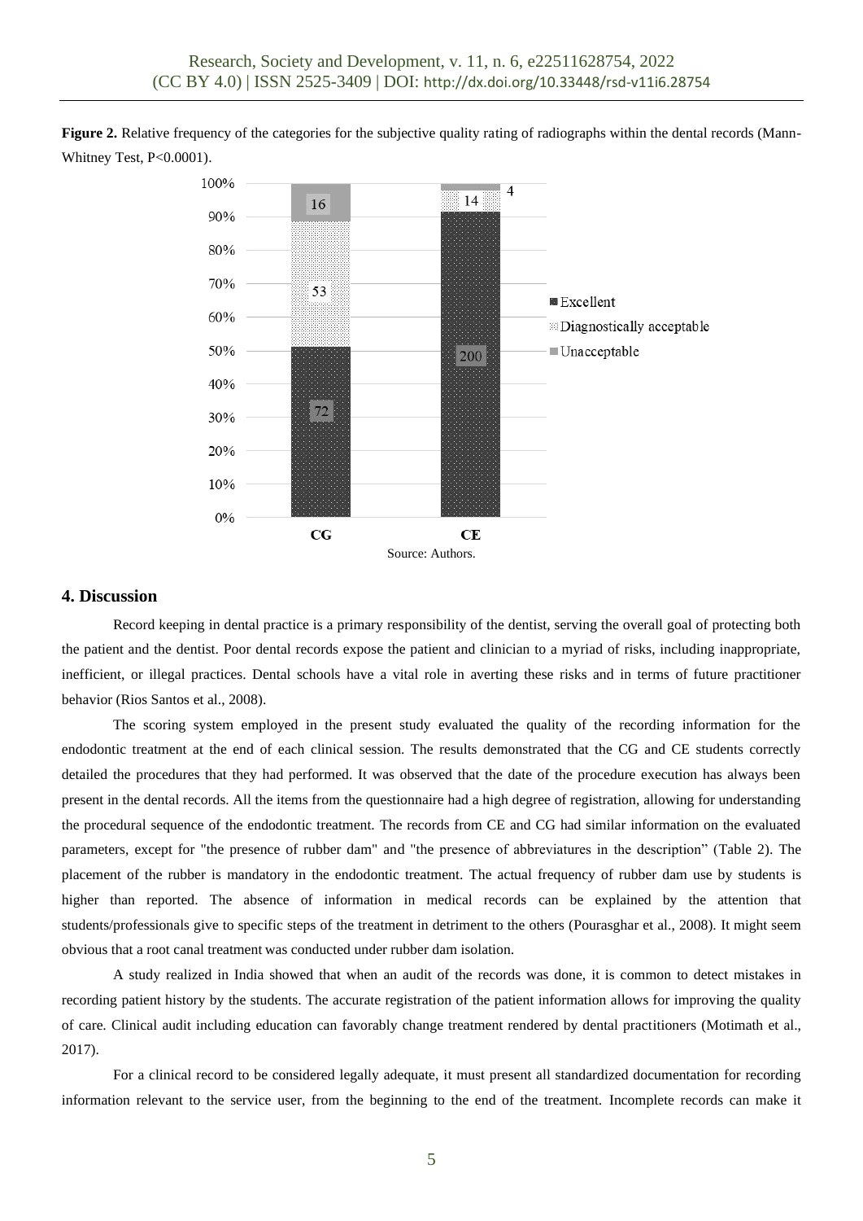**Figure 2.** Relative frequency of the categories for the subjective quality rating of radiographs within the dental records (Mann-Whitney Test, P<0.0001).

Source: Authors.

## 4. Discussion

Record keeping in dental practice is a primary responsibility of the dentist, serving the overall goal of protecting both the patient and the dentist. Poor dental records expose the patient and clinician to a myriad of risks, including inappropriate, inefficient, or illegal practices. Dental schools have a vital role in averting these risks and in terms of future practitioner behavior (Rios Santos et al., 2008).

The scoring system employed in the present study evaluated the quality of the recording information for the endodontic treatment at the end of each clinical session. The results demonstrated that the CG and CE students correctly detailed the procedures that they had performed. It was observed that the date of the procedure execution has always been present in the dental records. All the items from the questionnaire had a high degree of registration, allowing for understanding the procedural sequence of the endodontic treatment. The records from CE and CG had similar information on the evaluated parameters, except for "the presence of rubber dam" and "the presence of abbreviatures in the description" (Table 2). The placement of the rubber is mandatory in the endodontic treatment. The actual frequency of rubber dam use by students is higher than reported. The absence of information in medical records can be explained by the attention that students/professionals give to specific steps of the treatment in detriment to the others (Pourasghar et al., 2008). It might seem obvious that a root canal treatment was conducted under rubber dam isolation.

A study realized in India showed that when an audit of the records was done, it is common to detect mistakes in recording patient history by the students. The accurate registration of the patient information allows for improving the quality of care. Clinical audit including education can favorably change treatment rendered by dental practitioners (Motimath et al., 2017).

For a clinical record to be considered legally adequate, it must present all standardized documentation for recording information relevant to the service user, from the beginning to the end of the treatment. Incomplete records can make it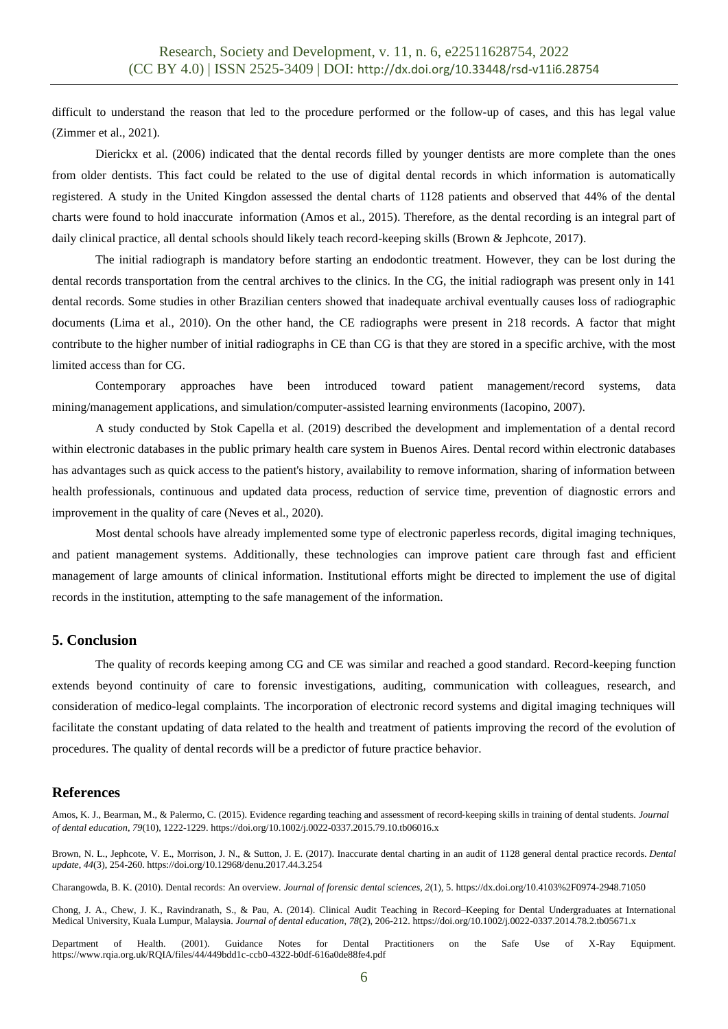difficult to understand the reason that led to the procedure performed or the follow-up of cases, and this has legal value (Zimmer et al., 2021).

Dierickx et al. (2006) indicated that the dental records filled by younger dentists are more complete than the ones from older dentists. This fact could be related to the use of digital dental records in which information is automatically registered. A study in the United Kingdon assessed the dental charts of 1128 patients and observed that 44% of the dental charts were found to hold inaccurate information (Amos et al., 2015). Therefore, as the dental recording is an integral part of daily clinical practice, all dental schools should likely teach record-keeping skills (Brown & Jephcote, 2017).

The initial radiograph is mandatory before starting an endodontic treatment. However, they can be lost during the dental records transportation from the central archives to the clinics. In the CG, the initial radiograph was present only in 141 dental records. Some studies in other Brazilian centers showed that inadequate archival eventually causes loss of radiographic documents (Lima et al., 2010). On the other hand, the CE radiographs were present in 218 records. A factor that might contribute to the higher number of initial radiographs in CE than CG is that they are stored in a specific archive, with the most limited access than for CG.

Contemporary approaches have been introduced toward patient management/record systems, data mining/management applications, and simulation/computer-assisted learning environments (Iacopino, 2007).

A study conducted by Stok Capella et al. (2019) described the development and implementation of a dental record within electronic databases in the public primary health care system in Buenos Aires. Dental record within electronic databases has advantages such as quick access to the patient's history, availability to remove information, sharing of information between health professionals, continuous and updated data process, reduction of service time, prevention of diagnostic errors and improvement in the quality of care (Neves et al., 2020).

Most dental schools have already implemented some type of electronic paperless records, digital imaging techniques, and patient management systems. Additionally, these technologies can improve patient care through fast and efficient management of large amounts of clinical information. Institutional efforts might be directed to implement the use of digital records in the institution, attempting to the safe management of the information.

## 5. Conclusion

The quality of records keeping among CG and CE was similar and reached a good standard. Record-keeping function extends beyond continuity of care to forensic investigations, auditing, communication with colleagues, research, and consideration of medico-legal complaints. The incorporation of electronic record systems and digital imaging techniques will facilitate the constant updating of data related to the health and treatment of patients improving the record of the evolution of procedures. The quality of dental records will be a predictor of future practice behavior.

## References

Amos, K. J., Bearman, M., & Palermo, C. (2015). Evidence regarding teaching and assessment of record-keeping skills in training of dental students. *Journal of dental education*, *79*(10), 1222-1229. https://doi.org/10.1002/j.0022-0337.2015.79.10.tb06016.x

Brown, N. L., Jephcote, V. E., Morrison, J. N., & Sutton, J. E. (2017). Inaccurate dental charting in an audit of 1128 general dental practice records. *Dental update*, *44*(3), 254-260. https://doi.org/10.12968/denu.2017.44.3.254

Charangowda, B. K. (2010). Dental records: An overview. *Journal of forensic dental sciences*, *2*(1), 5. https://dx.doi.org/10.4103%2F0974-2948.71050

Chong, J. A., Chew, J. K., Ravindranath, S., & Pau, A. (2014). Clinical Audit Teaching in Record–Keeping for Dental Undergraduates at International Medical University, Kuala Lumpur, Malaysia. *Journal of dental education*, *78*(2), 206-212. https://doi.org/10.1002/j.0022-0337.2014.78.2.tb05671.x

Department of Health. (2001). Guidance Notes for Dental Practitioners on the Safe Use of X-Ray Equipment. https://www.rqia.org.uk/RQIA/files/44/449bdd1c-ccb0-4322-b0df-616a0de88fe4.pdf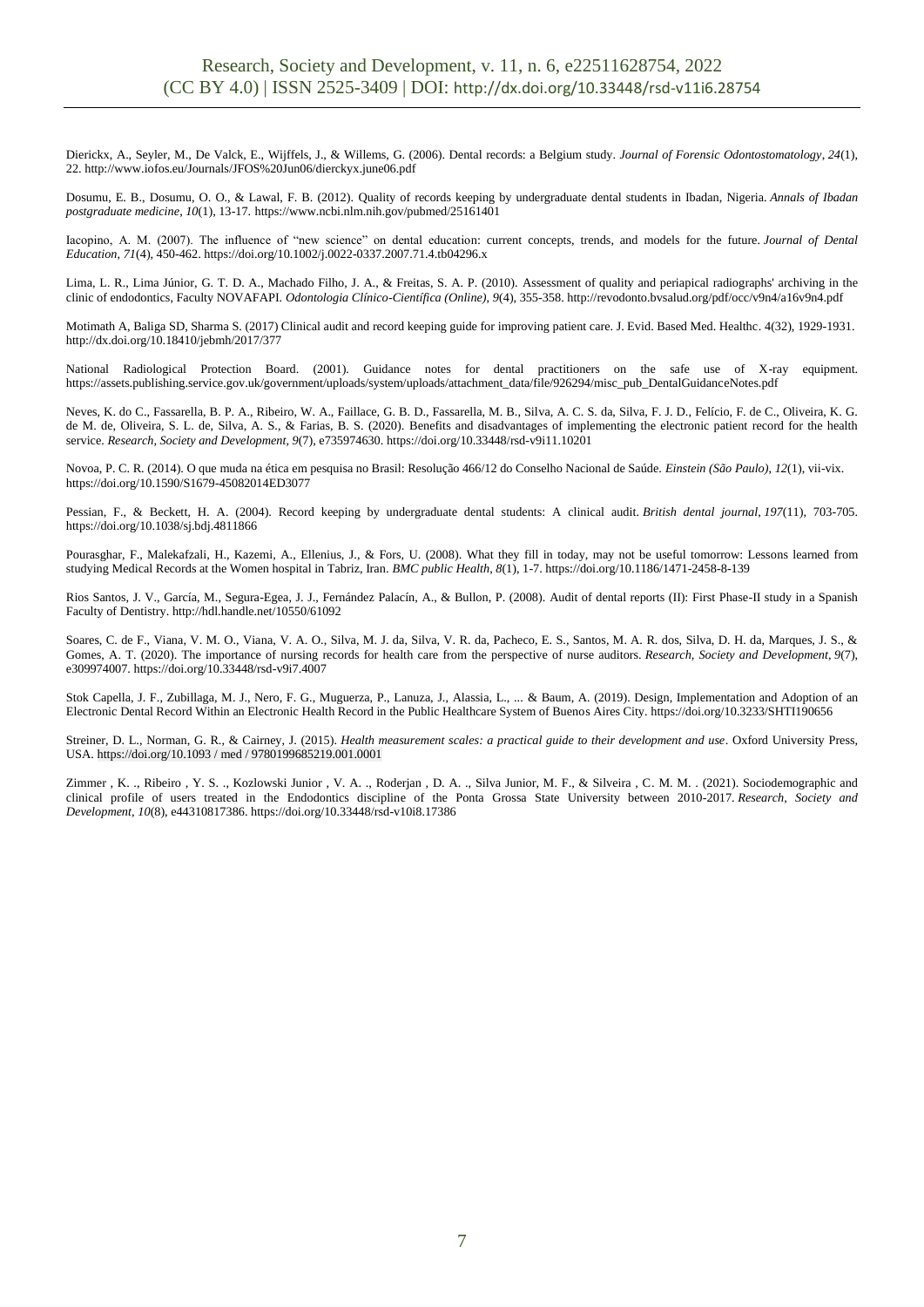Dierickx, A., Seyler, M., De Valck, E., Wijffels, J., & Willems, G. (2006). Dental records: a Belgium study. *Journal of Forensic Odontostomatology*, *24*(1), 22. http://www.iofos.eu/Journals/JFOS%20Jun06/dierckyx.june06.pdf

Dosumu, E. B., Dosumu, O. O., & Lawal, F. B. (2012). Quality of records keeping by undergraduate dental students in Ibadan, Nigeria. *Annals of Ibadan postgraduate medicine*, *10*(1), 13-17. https://www.ncbi.nlm.nih.gov/pubmed/25161401

Iacopino, A. M. (2007). The influence of "new science" on dental education: current concepts, trends, and models for the future. *Journal of Dental Education*, *71*(4), 450-462. https://doi.org/10.1002/j.0022-0337.2007.71.4.tb04296.x

Lima, L. R., Lima Júnior, G. T. D. A., Machado Filho, J. A., & Freitas, S. A. P. (2010). Assessment of quality and periapical radiographs' archiving in the clinic of endodontics, Faculty NOVAFAPI. *Odontologia Clínico-Científica (Online)*, *9*(4), 355-358. http://revodonto.bvsalud.org/pdf/occ/v9n4/a16v9n4.pdf

Motimath A, Baliga SD, Sharma S. (2017) Clinical audit and record keeping guide for improving patient care. J. Evid. Based Med. Healthc. 4(32), 1929-1931. http://dx.doi.org/10.18410/jebmh/2017/377

National Radiological Protection Board. (2001). Guidance notes for dental practitioners on the safe use of X-ray equipment. https://assets.publishing.service.gov.uk/government/uploads/system/uploads/attachment_data/file/926294/misc_pub_DentalGuidanceNotes.pdf

Neves, K. do C., Fassarella, B. P. A., Ribeiro, W. A., Faillace, G. B. D., Fassarella, M. B., Silva, A. C. S. da, Silva, F. J. D., Felício, F. de C., Oliveira, K. G. de M. de, Oliveira, S. L. de, Silva, A. S., & Farias, B. S. (2020). Benefits and disadvantages of implementing the electronic patient record for the health service. *Research, Society and Development*, *9*(7), e735974630. https://doi.org/10.33448/rsd-v9i11.10201

Novoa, P. C. R. (2014). O que muda na ética em pesquisa no Brasil: Resolução 466/12 do Conselho Nacional de Saúde. *Einstein (São Paulo)*, *12*(1), vii-vix. https://doi.org/10.1590/S1679-45082014ED3077

Pessian, F., & Beckett, H. A. (2004). Record keeping by undergraduate dental students: A clinical audit. *British dental journal*, *197*(11), 703-705. https://doi.org/10.1038/sj.bdj.4811866

Pourasghar, F., Malekafzali, H., Kazemi, A., Ellenius, J., & Fors, U. (2008). What they fill in today, may not be useful tomorrow: Lessons learned from studying Medical Records at the Women hospital in Tabriz, Iran. *BMC public Health*, *8*(1), 1-7. https://doi.org/10.1186/1471-2458-8-139

Rios Santos, J. V., García, M., Segura-Egea, J. J., Fernández Palacín, A., & Bullon, P. (2008). Audit of dental reports (II): First Phase-II study in a Spanish Faculty of Dentistry. http://hdl.handle.net/10550/61092

Soares, C. de F., Viana, V. M. O., Viana, V. A. O., Silva, M. J. da, Silva, V. R. da, Pacheco, E. S., Santos, M. A. R. dos, Silva, D. H. da, Marques, J. S., & Gomes, A. T. (2020). The importance of nursing records for health care from the perspective of nurse auditors. *Research, Society and Development*, *9*(7), e309974007. https://doi.org/10.33448/rsd-v9i7.4007

Stok Capella, J. F., Zubillaga, M. J., Nero, F. G., Muguerza, P., Lanuza, J., Alassia, L., ... & Baum, A. (2019). Design, Implementation and Adoption of an Electronic Dental Record Within an Electronic Health Record in the Public Healthcare System of Buenos Aires City. https://doi.org/10.3233/SHTI190656

Streiner, D. L., Norman, G. R., & Cairney, J. (2015). *Health measurement scales: a practical guide to their development and use*. Oxford University Press, USA. https://doi.org/10.1093 / med / 9780199685219.001.0001

Zimmer , K. ., Ribeiro , Y. S. ., Kozlowski Junior , V. A. ., Roderjan , D. A. ., Silva Junior, M. F., & Silveira , C. M. M. . (2021). Sociodemographic and clinical profile of users treated in the Endodontics discipline of the Ponta Grossa State University between 2010-2017. *Research, Society and Development*, *10*(8), e44310817386. https://doi.org/10.33448/rsd-v10i8.17386